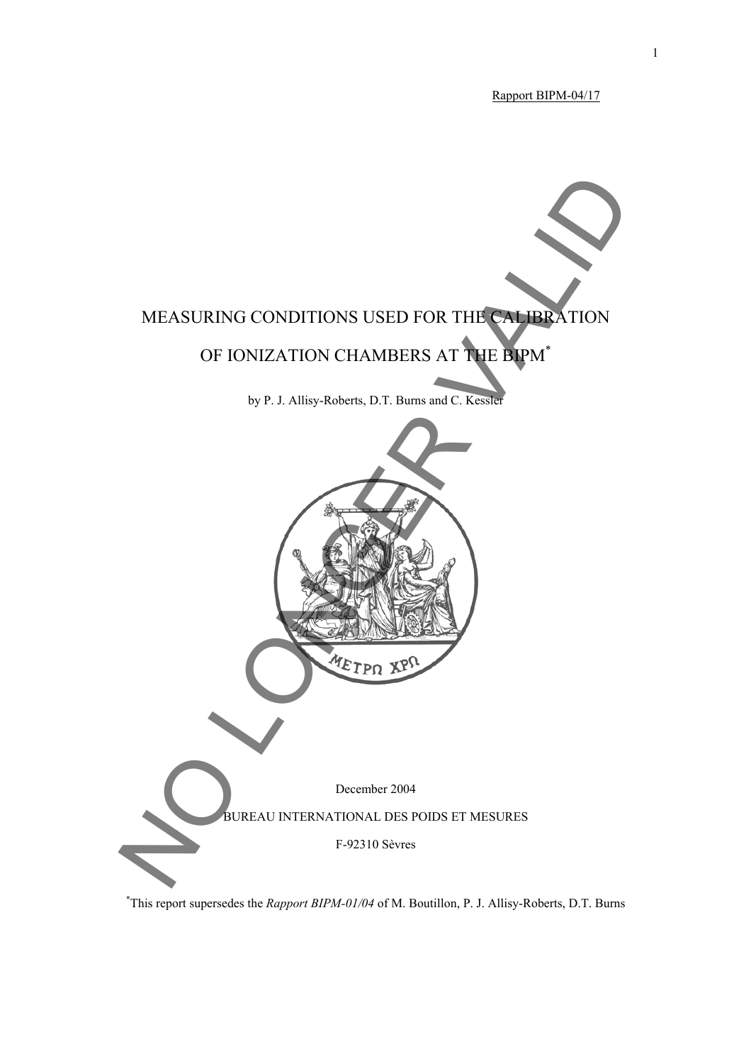Rapport BIPM-04/17

# MEASURING CONDITIONS USED FOR THE CALIBRATION OF IONIZATION CHAMBERS AT THE BIPM*

by P. J. Allisy-Roberts, D.T. Burns and C. Kessler

NO LONGER VALID

ΜΕΤΡΩ ΧΡΩ

December 2004

BUREAU INTERNATIONAL DES POIDS ET MESURES

F-92310 Sèvres

*This report supersedes the *Rapport BIPM-01/04* of M. Boutillon, P. J. Allisy-Roberts, D.T. Burns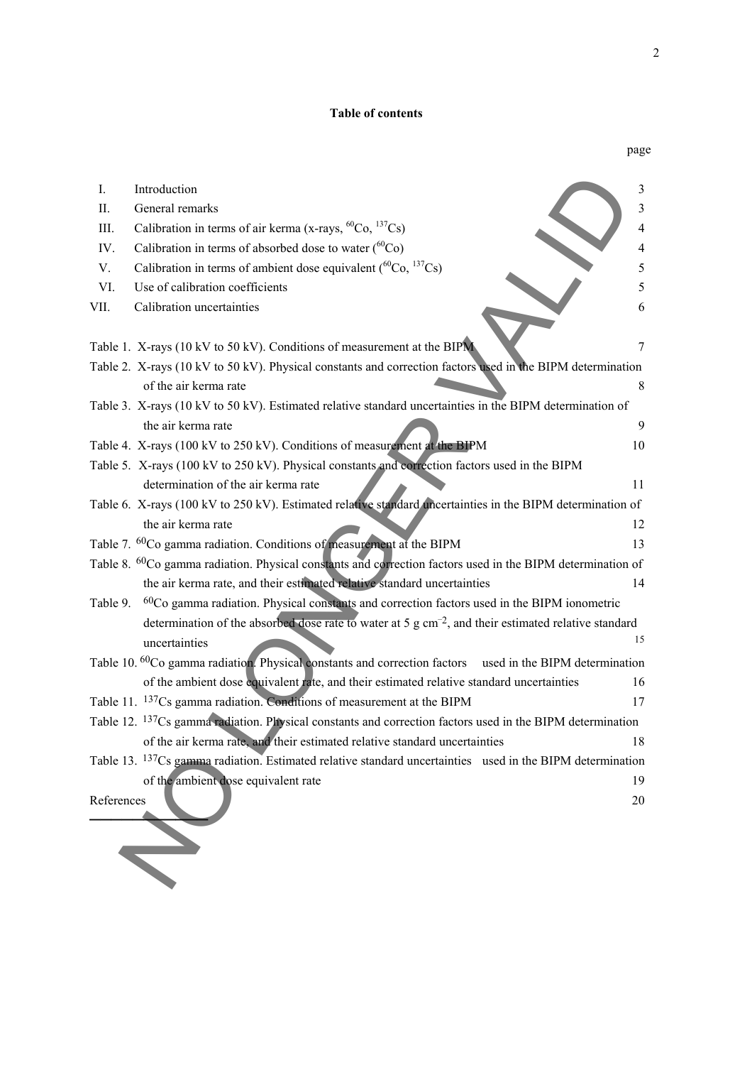# Table of contents

| | | page |
|---|---|---|
| I. | Introduction | 3 |
| II. | General remarks | 3 |
| III. | Calibration in terms of air kerma (x-rays, $^{60}$Co, $^{137}$Cs) | 4 |
| IV. | Calibration in terms of absorbed dose to water ($^{60}$Co) | 4 |
| V. | Calibration in terms of ambient dose equivalent ($^{60}$Co, $^{137}$Cs) | 5 |
| VI. | Use of calibration coefficients | 5 |
| VII. | Calibration uncertainties | 6 |

| | page |
|---|---|
| Table 1. X-rays (10 kV to 50 kV). Conditions of measurement at the BIPM | 7 |
| Table 2. X-rays (10 kV to 50 kV). Physical constants and correction factors used in the BIPM determination of the air kerma rate | 8 |
| Table 3. X-rays (10 kV to 50 kV). Estimated relative standard uncertainties in the BIPM determination of the air kerma rate | 9 |
| Table 4. X-rays (100 kV to 250 kV). Conditions of measurement at the BIPM | 10 |
| Table 5. X-rays (100 kV to 250 kV). Physical constants and correction factors used in the BIPM determination of the air kerma rate | 11 |
| Table 6. X-rays (100 kV to 250 kV). Estimated relative standard uncertainties in the BIPM determination of the air kerma rate | 12 |
| Table 7. $^{60}$Co gamma radiation. Conditions of measurement at the BIPM | 13 |
| Table 8. $^{60}$Co gamma radiation. Physical constants and correction factors used in the BIPM determination of the air kerma rate, and their estimated relative standard uncertainties | 14 |
| Table 9. $^{60}$Co gamma radiation. Physical constants and correction factors used in the BIPM ionometric determination of the absorbed dose rate to water at 5 g cm$^{-2}$, and their estimated relative standard uncertainties | 15 |
| Table 10. $^{60}$Co gamma radiation. Physical constants and correction factors used in the BIPM determination of the ambient dose equivalent rate, and their estimated relative standard uncertainties | 16 |
| Table 11. $^{137}$Cs gamma radiation. Conditions of measurement at the BIPM | 17 |
| Table 12. $^{137}$Cs gamma radiation. Physical constants and correction factors used in the BIPM determination of the air kerma rate, and their estimated relative standard uncertainties | 18 |
| Table 13. $^{137}$Cs gamma radiation. Estimated relative standard uncertainties used in the BIPM determination of the ambient dose equivalent rate | 19 |
| References | 20 |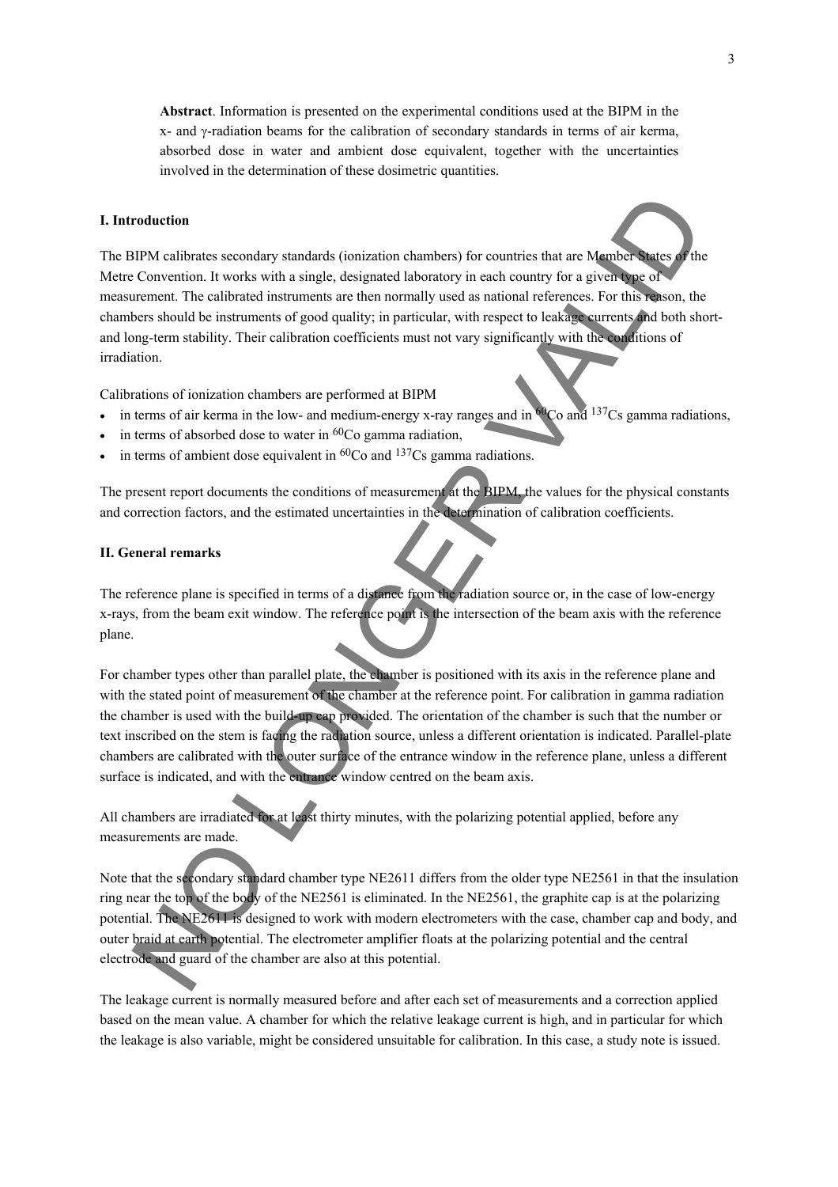**Abstract**. Information is presented on the experimental conditions used at the BIPM in the x- and γ-radiation beams for the calibration of secondary standards in terms of air kerma, absorbed dose in water and ambient dose equivalent, together with the uncertainties involved in the determination of these dosimetric quantities.

## I. Introduction

The BIPM calibrates secondary standards (ionization chambers) for countries that are Member States of the Metre Convention. It works with a single, designated laboratory in each country for a given type of measurement. The calibrated instruments are then normally used as national references. For this reason, the chambers should be instruments of good quality; in particular, with respect to leakage currents and both short- and long-term stability. Their calibration coefficients must not vary significantly with the conditions of irradiation.

Calibrations of ionization chambers are performed at BIPM

- in terms of air kerma in the low- and medium-energy x-ray ranges and in $^{60}$Co and $^{137}$Cs gamma radiations,
- in terms of absorbed dose to water in $^{60}$Co gamma radiation,
- in terms of ambient dose equivalent in $^{60}$Co and $^{137}$Cs gamma radiations.

The present report documents the conditions of measurement at the BIPM, the values for the physical constants and correction factors, and the estimated uncertainties in the determination of calibration coefficients.

## II. General remarks

The reference plane is specified in terms of a distance from the radiation source or, in the case of low-energy x-rays, from the beam exit window. The reference point is the intersection of the beam axis with the reference plane.

For chamber types other than parallel plate, the chamber is positioned with its axis in the reference plane and with the stated point of measurement of the chamber at the reference point. For calibration in gamma radiation the chamber is used with the build-up cap provided. The orientation of the chamber is such that the number or text inscribed on the stem is facing the radiation source, unless a different orientation is indicated. Parallel-plate chambers are calibrated with the outer surface of the entrance window in the reference plane, unless a different surface is indicated, and with the entrance window centred on the beam axis.

All chambers are irradiated for at least thirty minutes, with the polarizing potential applied, before any measurements are made.

Note that the secondary standard chamber type NE2611 differs from the older type NE2561 in that the insulation ring near the top of the body of the NE2561 is eliminated. In the NE2561, the graphite cap is at the polarizing potential. The NE2611 is designed to work with modern electrometers with the case, chamber cap and body, and outer braid at earth potential. The electrometer amplifier floats at the polarizing potential and the central electrode and guard of the chamber are also at this potential.

The leakage current is normally measured before and after each set of measurements and a correction applied based on the mean value. A chamber for which the relative leakage current is high, and in particular for which the leakage is also variable, might be considered unsuitable for calibration. In this case, a study note is issued.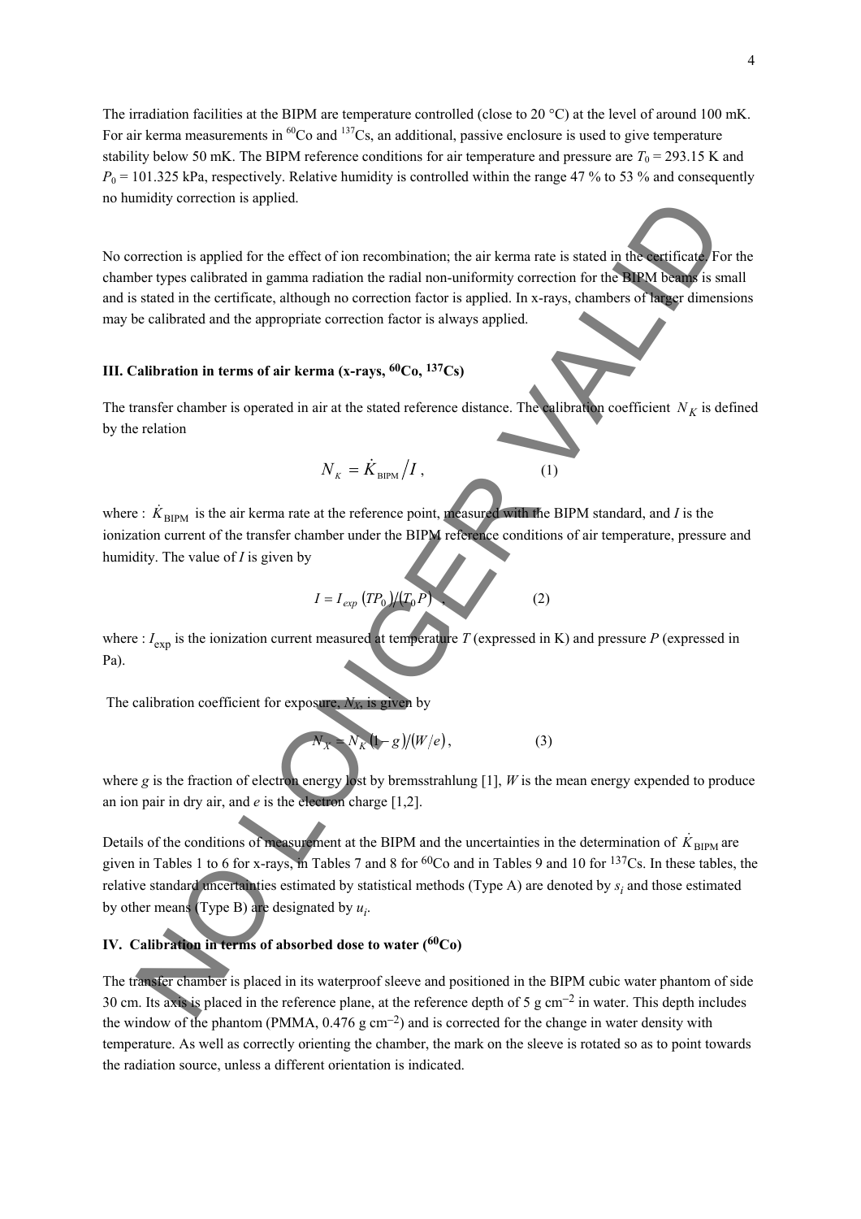The irradiation facilities at the BIPM are temperature controlled (close to 20 °C) at the level of around 100 mK. For air kerma measurements in $^{60}$Co and $^{137}$Cs, an additional, passive enclosure is used to give temperature stability below 50 mK. The BIPM reference conditions for air temperature and pressure are $T_0$ = 293.15 K and $P_0$ = 101.325 kPa, respectively. Relative humidity is controlled within the range 47 % to 53 % and consequently no humidity correction is applied.

No correction is applied for the effect of ion recombination; the air kerma rate is stated in the certificate. For the chamber types calibrated in gamma radiation the radial non-uniformity correction for the BIPM beams is small and is stated in the certificate, although no correction factor is applied. In x-rays, chambers of larger dimensions may be calibrated and the appropriate correction factor is always applied.

## III. Calibration in terms of air kerma (x-rays, $^{60}$Co, $^{137}$Cs)

The transfer chamber is operated in air at the stated reference distance. The calibration coefficient $N_K$ is defined by the relation

$$N_K = \dot{K}_{\mathrm{BIPM}} / I \,, \qquad (1)$$

where : $\dot{K}_{\mathrm{BIPM}}$ is the air kerma rate at the reference point, measured with the BIPM standard, and $I$ is the ionization current of the transfer chamber under the BIPM reference conditions of air temperature, pressure and humidity. The value of $I$ is given by

$$I = I_{exp} \left(TP_0\right) / \left(T_0 P\right) \,, \qquad (2)$$

where : $I_{\mathrm{exp}}$ is the ionization current measured at temperature $T$ (expressed in K) and pressure $P$ (expressed in Pa).

The calibration coefficient for exposure, $N_X$, is given by

$$N_X = N_K \left(1 - g\right) / \left(W/e\right), \qquad (3)$$

where $g$ is the fraction of electron energy lost by bremsstrahlung [1], $W$ is the mean energy expended to produce an ion pair in dry air, and $e$ is the electron charge [1,2].

Details of the conditions of measurement at the BIPM and the uncertainties in the determination of $\dot{K}_{\mathrm{BIPM}}$ are given in Tables 1 to 6 for x-rays, in Tables 7 and 8 for $^{60}$Co and in Tables 9 and 10 for $^{137}$Cs. In these tables, the relative standard uncertainties estimated by statistical methods (Type A) are denoted by $s_i$ and those estimated by other means (Type B) are designated by $u_i$.

## IV. Calibration in terms of absorbed dose to water ($^{60}$Co)

The transfer chamber is placed in its waterproof sleeve and positioned in the BIPM cubic water phantom of side 30 cm. Its axis is placed in the reference plane, at the reference depth of 5 g cm$^{-2}$ in water. This depth includes the window of the phantom (PMMA, 0.476 g cm$^{-2}$) and is corrected for the change in water density with temperature. As well as correctly orienting the chamber, the mark on the sleeve is rotated so as to point towards the radiation source, unless a different orientation is indicated.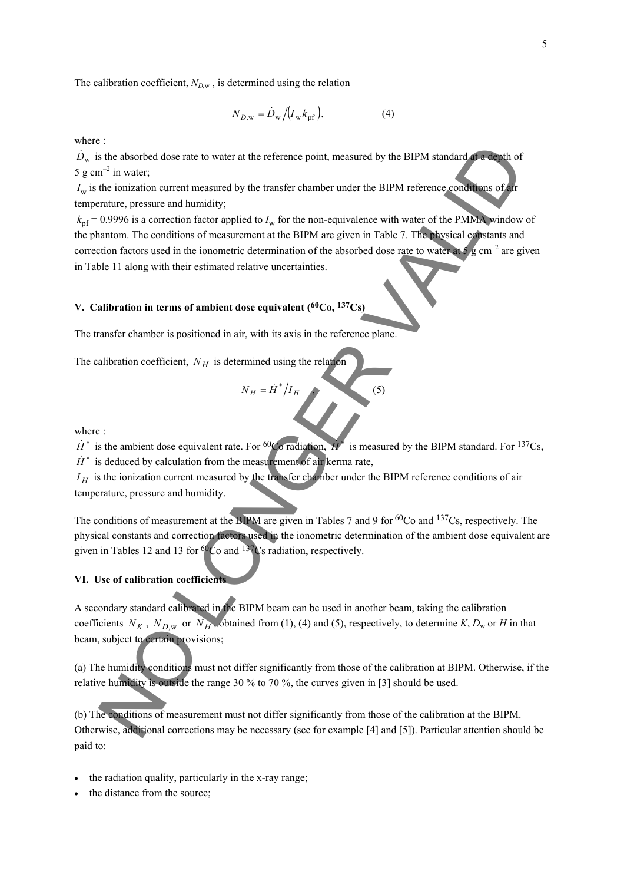The calibration coefficient, $N_{D,\mathrm{w}}$ , is determined using the relation

$$N_{D,\mathrm{w}} = \dot{D}_\mathrm{w} / (I_\mathrm{w} k_\mathrm{pf}), \qquad (4)$$

where :

$\dot{D}_\mathrm{w}$ is the absorbed dose rate to water at the reference point, measured by the BIPM standard at a depth of 5 g cm$^{-2}$ in water;

$I_\mathrm{w}$ is the ionization current measured by the transfer chamber under the BIPM reference conditions of air temperature, pressure and humidity;

$k_\mathrm{pf}$ = 0.9996 is a correction factor applied to $I_\mathrm{w}$ for the non-equivalence with water of the PMMA window of the phantom. The conditions of measurement at the BIPM are given in Table 7. The physical constants and correction factors used in the ionometric determination of the absorbed dose rate to water at 5 g cm$^{-2}$ are given in Table 11 along with their estimated relative uncertainties.

## V. Calibration in terms of ambient dose equivalent ($^{60}$Co, $^{137}$Cs)

The transfer chamber is positioned in air, with its axis in the reference plane.

The calibration coefficient, $N_H$ is determined using the relation

$$N_H = \dot{H}^* / I_H \qquad (5)$$

where :

$\dot{H}^*$ is the ambient dose equivalent rate. For $^{60}$Co radiation, $\dot{H}^*$ is measured by the BIPM standard. For $^{137}$Cs, $\dot{H}^*$ is deduced by calculation from the measurement of air kerma rate,

$I_H$ is the ionization current measured by the transfer chamber under the BIPM reference conditions of air temperature, pressure and humidity.

The conditions of measurement at the BIPM are given in Tables 7 and 9 for $^{60}$Co and $^{137}$Cs, respectively. The physical constants and correction factors used in the ionometric determination of the ambient dose equivalent are given in Tables 12 and 13 for $^{60}$Co and $^{137}$Cs radiation, respectively.

## VI. Use of calibration coefficients

A secondary standard calibrated in the BIPM beam can be used in another beam, taking the calibration coefficients $N_K$ , $N_{D,\mathrm{w}}$ or $N_H$, obtained from (1), (4) and (5), respectively, to determine $K$, $D_\mathrm{w}$ or $H$ in that beam, subject to certain provisions;

(a) The humidity conditions must not differ significantly from those of the calibration at BIPM. Otherwise, if the relative humidity is outside the range 30 % to 70 %, the curves given in [3] should be used.

(b) The conditions of measurement must not differ significantly from those of the calibration at the BIPM. Otherwise, additional corrections may be necessary (see for example [4] and [5]). Particular attention should be paid to:

- the radiation quality, particularly in the x-ray range;
- the distance from the source;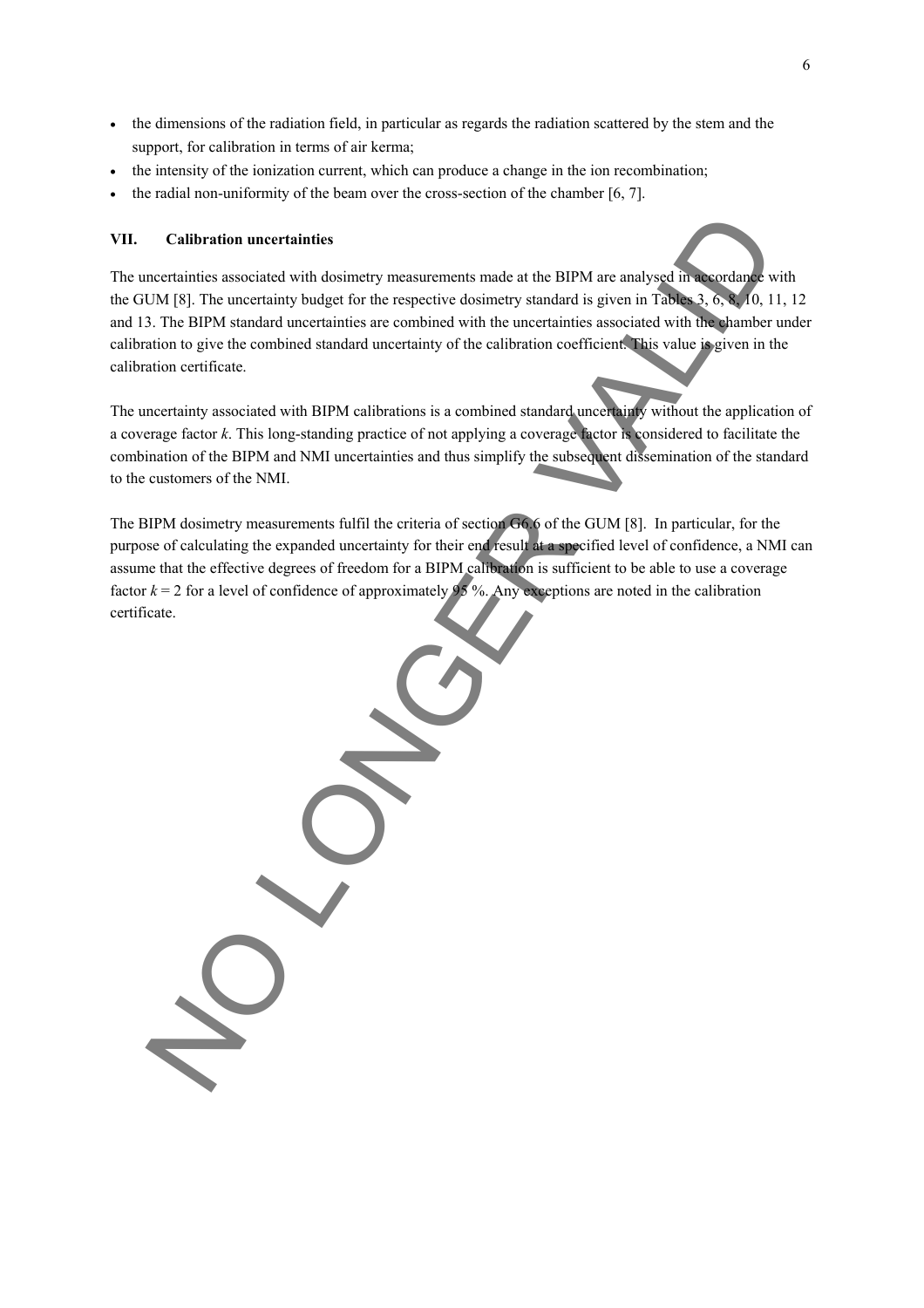- the dimensions of the radiation field, in particular as regards the radiation scattered by the stem and the support, for calibration in terms of air kerma;
- the intensity of the ionization current, which can produce a change in the ion recombination;
- the radial non-uniformity of the beam over the cross-section of the chamber [6, 7].

## VII. Calibration uncertainties

The uncertainties associated with dosimetry measurements made at the BIPM are analysed in accordance with the GUM [8]. The uncertainty budget for the respective dosimetry standard is given in Tables 3, 6, 8, 10, 11, 12 and 13. The BIPM standard uncertainties are combined with the uncertainties associated with the chamber under calibration to give the combined standard uncertainty of the calibration coefficient. This value is given in the calibration certificate.

The uncertainty associated with BIPM calibrations is a combined standard uncertainty without the application of a coverage factor $k$. This long-standing practice of not applying a coverage factor is considered to facilitate the combination of the BIPM and NMI uncertainties and thus simplify the subsequent dissemination of the standard to the customers of the NMI.

The BIPM dosimetry measurements fulfil the criteria of section G6.6 of the GUM [8]. In particular, for the purpose of calculating the expanded uncertainty for their end result at a specified level of confidence, a NMI can assume that the effective degrees of freedom for a BIPM calibration is sufficient to be able to use a coverage factor $k = 2$ for a level of confidence of approximately 95 %. Any exceptions are noted in the calibration certificate.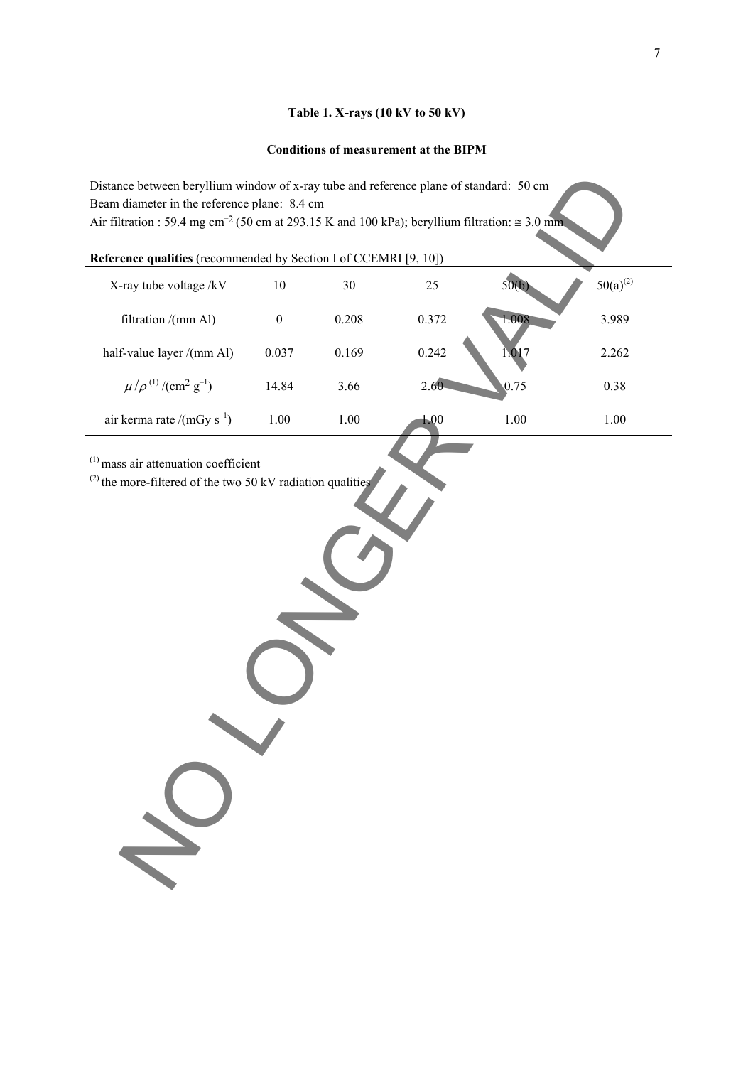**Table 1. X-rays (10 kV to 50 kV)**

**Conditions of measurement at the BIPM**

Distance between beryllium window of x-ray tube and reference plane of standard: 50 cm
Beam diameter in the reference plane: 8.4 cm
Air filtration : 59.4 mg cm$^{-2}$ (50 cm at 293.15 K and 100 kPa); beryllium filtration: ≅ 3.0 mm

**Reference qualities** (recommended by Section I of CCEMRI [9, 10])

| X-ray tube voltage /kV | 10 | 30 | 25 | 50(b) | 50(a)[(2)] |
|---|---|---|---|---|---|
| filtration /(mm Al) | 0 | 0.208 | 0.372 | 1.008 | 3.989 |
| half-value layer /(mm Al) | 0.037 | 0.169 | 0.242 | 1.017 | 2.262 |
| $\mu/\rho$ [(1)] /(cm$^2$ g$^{-1}$) | 14.84 | 3.66 | 2.60 | 0.75 | 0.38 |
| air kerma rate /(mGy s$^{-1}$) | 1.00 | 1.00 | 1.00 | 1.00 | 1.00 |

[(1)] mass air attenuation coefficient

[(2)] the more-filtered of the two 50 kV radiation qualities

NO LONGER VALID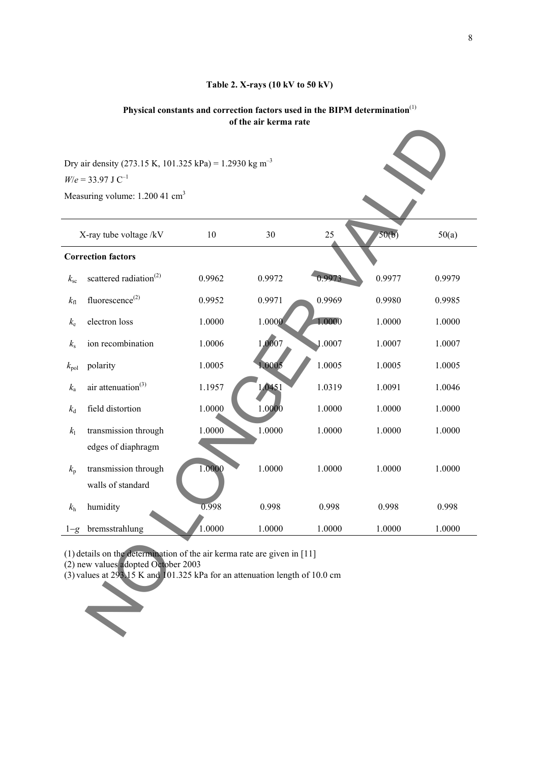**Table 2. X-rays (10 kV to 50 kV)**

**Physical constants and correction factors used in the BIPM determination[1] of the air kerma rate**

Dry air density (273.15 K, 101.325 kPa) = 1.2930 kg m$^{-3}$

$W/e$ = 33.97 J C$^{-1}$

Measuring volume: 1.200 41 cm$^3$

| | X-ray tube voltage /kV | 10 | 30 | 25 | 50(b) | 50(a) |
|---|---|---|---|---|---|---|
| **Correction factors** | | | | | | |
| $k_{sc}$ | scattered radiation[2] | 0.9962 | 0.9972 | 0.9973 | 0.9977 | 0.9979 |
| $k_{fl}$ | fluorescence[2] | 0.9952 | 0.9971 | 0.9969 | 0.9980 | 0.9985 |
| $k_e$ | electron loss | 1.0000 | 1.0000 | 1.0000 | 1.0000 | 1.0000 |
| $k_s$ | ion recombination | 1.0006 | 1.0007 | 1.0007 | 1.0007 | 1.0007 |
| $k_{pol}$ | polarity | 1.0005 | 1.0005 | 1.0005 | 1.0005 | 1.0005 |
| $k_a$ | air attenuation[3] | 1.1957 | 1.0451 | 1.0319 | 1.0091 | 1.0046 |
| $k_d$ | field distortion | 1.0000 | 1.0000 | 1.0000 | 1.0000 | 1.0000 |
| $k_l$ | transmission through edges of diaphragm | 1.0000 | 1.0000 | 1.0000 | 1.0000 | 1.0000 |
| $k_p$ | transmission through walls of standard | 1.0000 | 1.0000 | 1.0000 | 1.0000 | 1.0000 |
| $k_h$ | humidity | 0.998 | 0.998 | 0.998 | 0.998 | 0.998 |
| $1-g$ | bremsstrahlung | 1.0000 | 1.0000 | 1.0000 | 1.0000 | 1.0000 |

(1) details on the determination of the air kerma rate are given in [11]

(2) new values adopted October 2003

(3) values at 293.15 K and 101.325 kPa for an attenuation length of 10.0 cm

NO LONGER VALID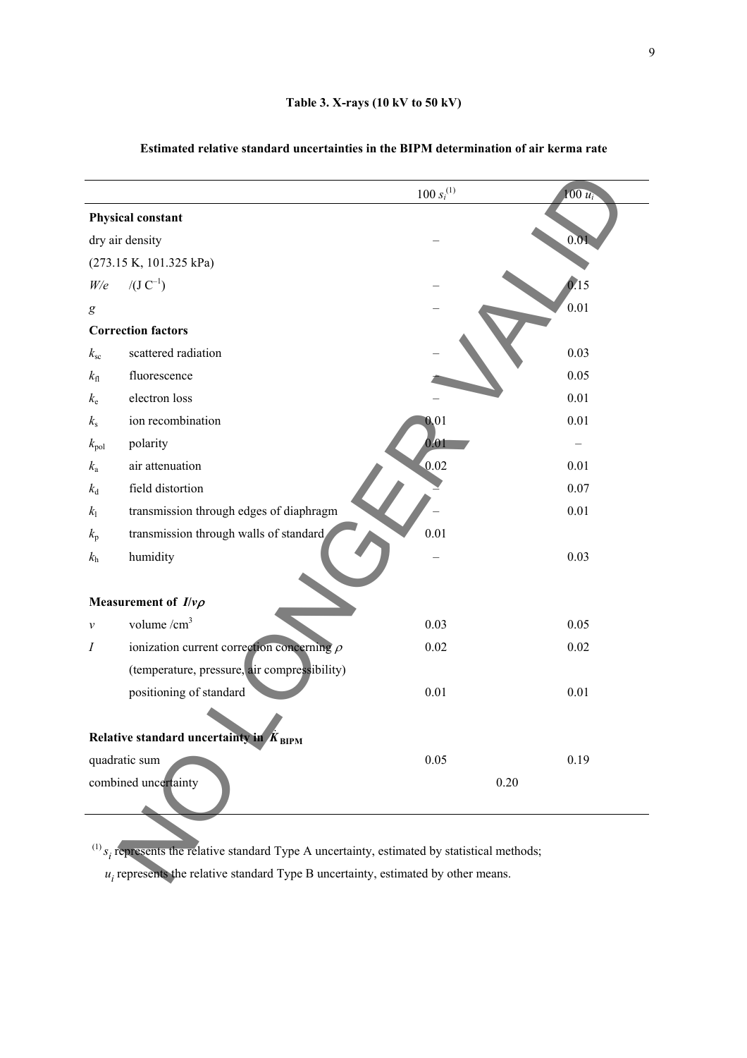**Table 3. X-rays (10 kV to 50 kV)**

**Estimated relative standard uncertainties in the BIPM determination of air kerma rate**

| | | $100\ s_i$[(1)] | $100\ u_i$ |
|---|---|---|---|
| **Physical constant** | | | |
| dry air density | | – | 0.01 |
| (273.15 K, 101.325 kPa) | | | |
| $W/e$ | $/(\mathrm{J\ C^{-1}})$ | – | 0.15 |
| $g$ | | – | 0.01 |
| **Correction factors** | | | |
| $k_{sc}$ | scattered radiation | – | 0.03 |
| $k_{fl}$ | fluorescence | – | 0.05 |
| $k_e$ | electron loss | – | 0.01 |
| $k_s$ | ion recombination | 0.01 | 0.01 |
| $k_{pol}$ | polarity | 0.01 | – |
| $k_a$ | air attenuation | 0.02 | 0.01 |
| $k_d$ | field distortion | – | 0.07 |
| $k_l$ | transmission through edges of diaphragm | – | 0.01 |
| $k_p$ | transmission through walls of standard | 0.01 | |
| $k_h$ | humidity | – | 0.03 |
| **Measurement of $I/v\rho$** | | | |
| $v$ | volume $/\mathrm{cm^3}$ | 0.03 | 0.05 |
| $I$ | ionization current correction concerning $\rho$ | 0.02 | 0.02 |
| | (temperature, pressure, air compressibility) | | |
| | positioning of standard | 0.01 | 0.01 |
| **Relative standard uncertainty in $\dot{K}_{\mathrm{BIPM}}$** | | | |
| quadratic sum | | 0.05 | 0.19 |
| combined uncertainty | | 0.20 | |

[(1)] $s_i$ represents the relative standard Type A uncertainty, estimated by statistical methods;
$u_i$ represents the relative standard Type B uncertainty, estimated by other means.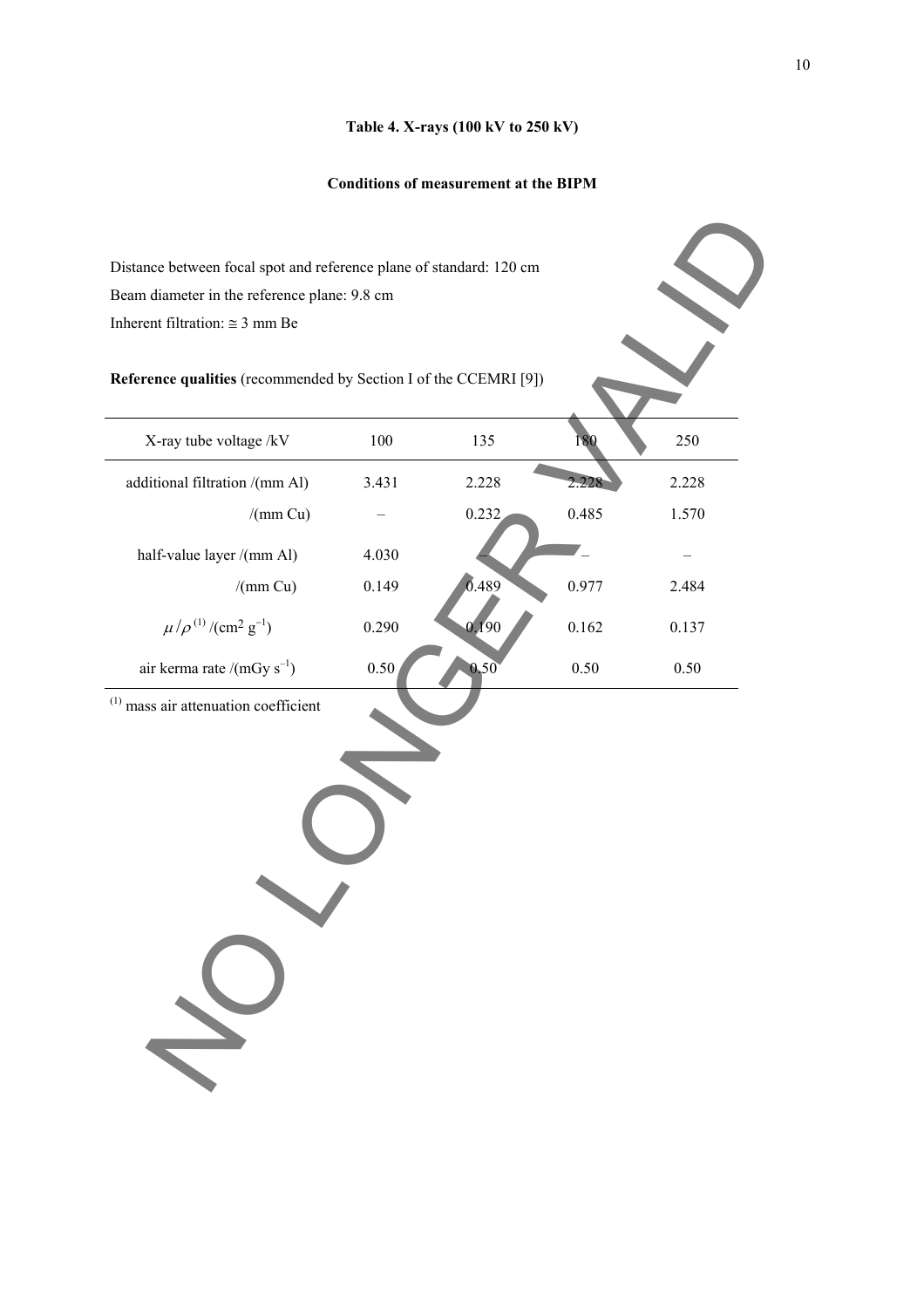**Table 4. X-rays (100 kV to 250 kV)**

**Conditions of measurement at the BIPM**

Distance between focal spot and reference plane of standard: 120 cm

Beam diameter in the reference plane: 9.8 cm

Inherent filtration: ≅ 3 mm Be

**Reference qualities** (recommended by Section I of the CCEMRI [9])

| X-ray tube voltage /kV | 100 | 135 | 180 | 250 |
|---|---|---|---|---|
| additional filtration /(mm Al) | 3.431 | 2.228 | 2.228 | 2.228 |
| /(mm Cu) | – | 0.232 | 0.485 | 1.570 |
| half-value layer /(mm Al) | 4.030 | – | – | – |
| /(mm Cu) | 0.149 | 0.489 | 0.977 | 2.484 |
| $\mu/\rho$ [(1)] /(cm$^2$ g$^{-1}$) | 0.290 | 0.190 | 0.162 | 0.137 |
| air kerma rate /(mGy s$^{-1}$) | 0.50 | 0.50 | 0.50 | 0.50 |

(1) mass air attenuation coefficient

NO LONGER VALID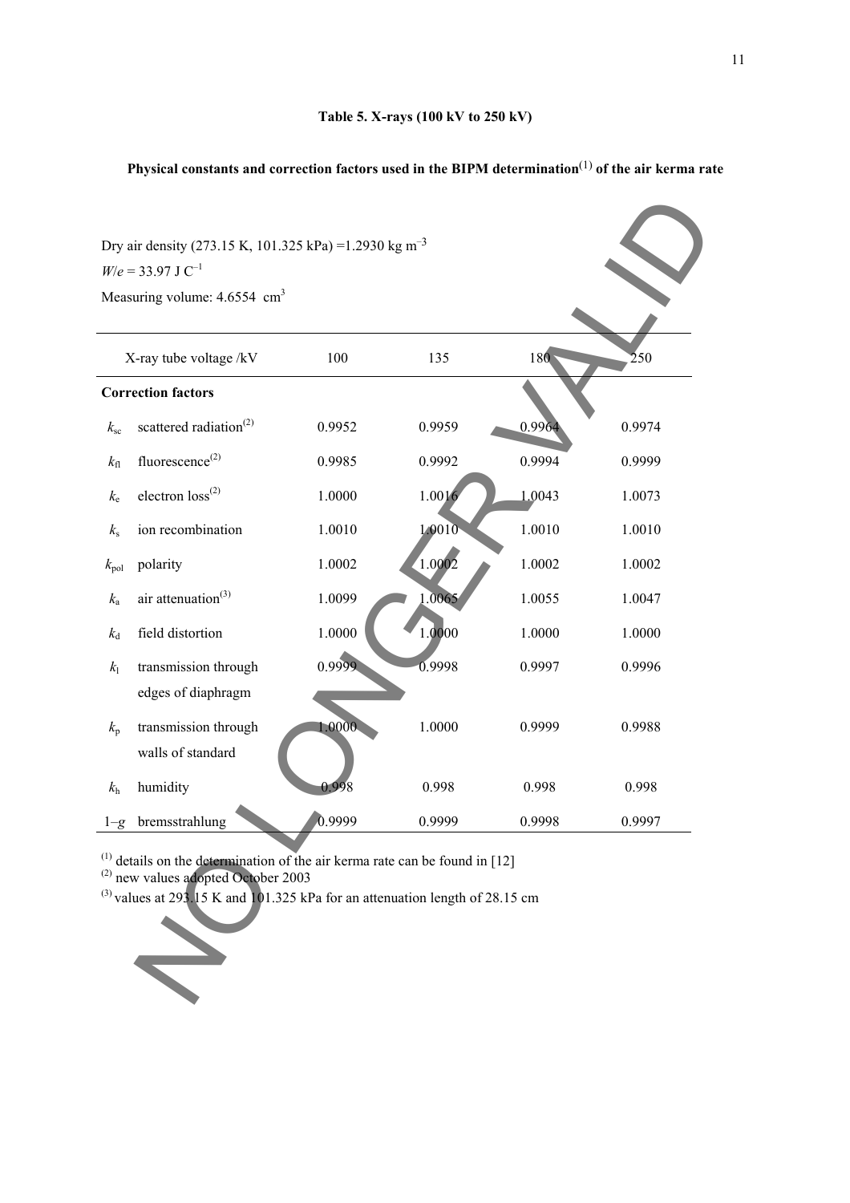**Table 5. X-rays (100 kV to 250 kV)**

**Physical constants and correction factors used in the BIPM determination[(1)] of the air kerma rate**

Dry air density (273.15 K, 101.325 kPa) =1.2930 kg m$^{-3}$

$W/e$ = 33.97 J C$^{-1}$

Measuring volume: 4.6554 cm$^3$

| | X-ray tube voltage /kV | 100 | 135 | 180 | 250 |
|---|---|---|---|---|---|
| **Correction factors** | | | | | |
| $k_{sc}$ | scattered radiation[(2)] | 0.9952 | 0.9959 | 0.9964 | 0.9974 |
| $k_{fl}$ | fluorescence[(2)] | 0.9985 | 0.9992 | 0.9994 | 0.9999 |
| $k_e$ | electron loss[(2)] | 1.0000 | 1.0016 | 1.0043 | 1.0073 |
| $k_s$ | ion recombination | 1.0010 | 1.0010 | 1.0010 | 1.0010 |
| $k_{pol}$ | polarity | 1.0002 | 1.0002 | 1.0002 | 1.0002 |
| $k_a$ | air attenuation[(3)] | 1.0099 | 1.0065 | 1.0055 | 1.0047 |
| $k_d$ | field distortion | 1.0000 | 1.0000 | 1.0000 | 1.0000 |
| $k_l$ | transmission through edges of diaphragm | 0.9999 | 0.9998 | 0.9997 | 0.9996 |
| $k_p$ | transmission through walls of standard | 1.0000 | 1.0000 | 0.9999 | 0.9988 |
| $k_h$ | humidity | 0.998 | 0.998 | 0.998 | 0.998 |
| $1-g$ | bremsstrahlung | 0.9999 | 0.9999 | 0.9998 | 0.9997 |

[(1)] details on the determination of the air kerma rate can be found in [12]

[(2)] new values adopted October 2003

[(3)] values at 293.15 K and 101.325 kPa for an attenuation length of 28.15 cm

NO LONGER VALID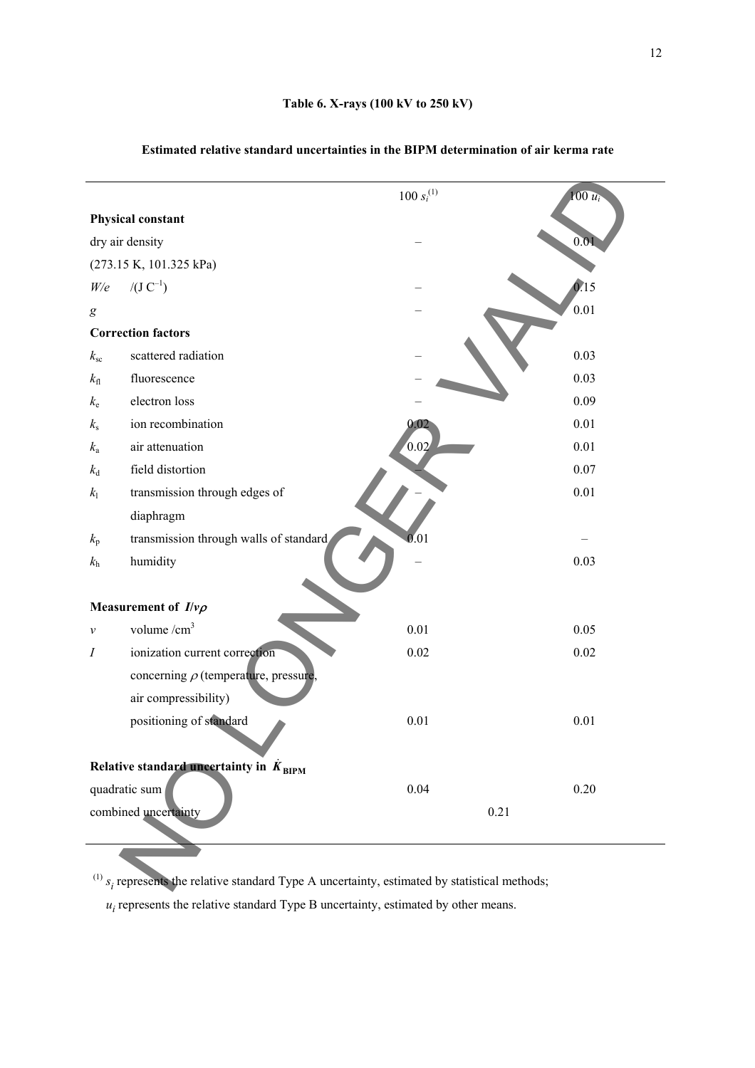**Table 6. X-rays (100 kV to 250 kV)**

**Estimated relative standard uncertainties in the BIPM determination of air kerma rate**

| | | $100\, s_i$[(1)] | $100\, u_i$ |
|---|---|---|---|
| **Physical constant** | | | |
| dry air density | | – | 0.01 |
| (273.15 K, 101.325 kPa) | | | |
| $W/e$ | $/(\mathrm{J\ C^{-1}})$ | – | 0.15 |
| $g$ | | – | 0.01 |
| **Correction factors** | | | |
| $k_{sc}$ | scattered radiation | – | 0.03 |
| $k_{fl}$ | fluorescence | – | 0.03 |
| $k_e$ | electron loss | – | 0.09 |
| $k_s$ | ion recombination | 0.02 | 0.01 |
| $k_a$ | air attenuation | 0.02 | 0.01 |
| $k_d$ | field distortion | – | 0.07 |
| $k_l$ | transmission through edges of diaphragm | – | 0.01 |
| $k_p$ | transmission through walls of standard | 0.01 | – |
| $k_h$ | humidity | – | 0.03 |
| **Measurement of $I/v\rho$** | | | |
| $v$ | volume /cm$^3$ | 0.01 | 0.05 |
| $I$ | ionization current correction concerning $\rho$ (temperature, pressure, air compressibility) | 0.02 | 0.02 |
| | positioning of standard | 0.01 | 0.01 |
| **Relative standard uncertainty in $\dot{K}_{\mathrm{BIPM}}$** | | | |
| quadratic sum | | 0.04 | 0.20 |
| combined uncertainty | | 0.21 | |

[(1)] $s_i$ represents the relative standard Type A uncertainty, estimated by statistical methods;
$u_i$ represents the relative standard Type B uncertainty, estimated by other means.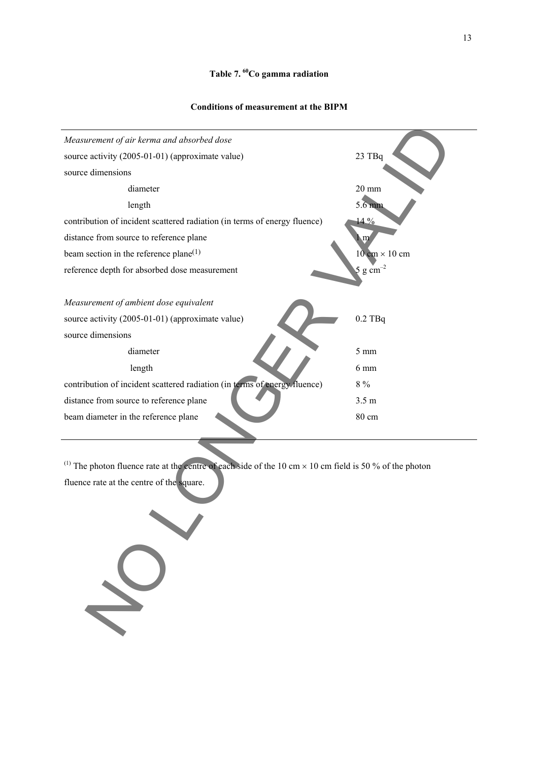**Table 7. $^{60}$Co gamma radiation**

**Conditions of measurement at the BIPM**

| | |
|---|---|
| *Measurement of air kerma and absorbed dose* | |
| source activity (2005-01-01) (approximate value) | 23 TBq |
| source dimensions | |
| diameter | 20 mm |
| length | 5.6 mm |
| contribution of incident scattered radiation (in terms of energy fluence) | 14 % |
| distance from source to reference plane | 1 m |
| beam section in the reference plane[(1)] | 10 cm × 10 cm |
| reference depth for absorbed dose measurement | 5 g cm$^{-2}$ |
| | |
| *Measurement of ambient dose equivalent* | |
| source activity (2005-01-01) (approximate value) | 0.2 TBq |
| source dimensions | |
| diameter | 5 mm |
| length | 6 mm |
| contribution of incident scattered radiation (in terms of energy fluence) | 8 % |
| distance from source to reference plane | 3.5 m |
| beam diameter in the reference plane | 80 cm |

[(1)] The photon fluence rate at the centre of each side of the 10 cm × 10 cm field is 50 % of the photon fluence rate at the centre of the square.

NO LONGER VALID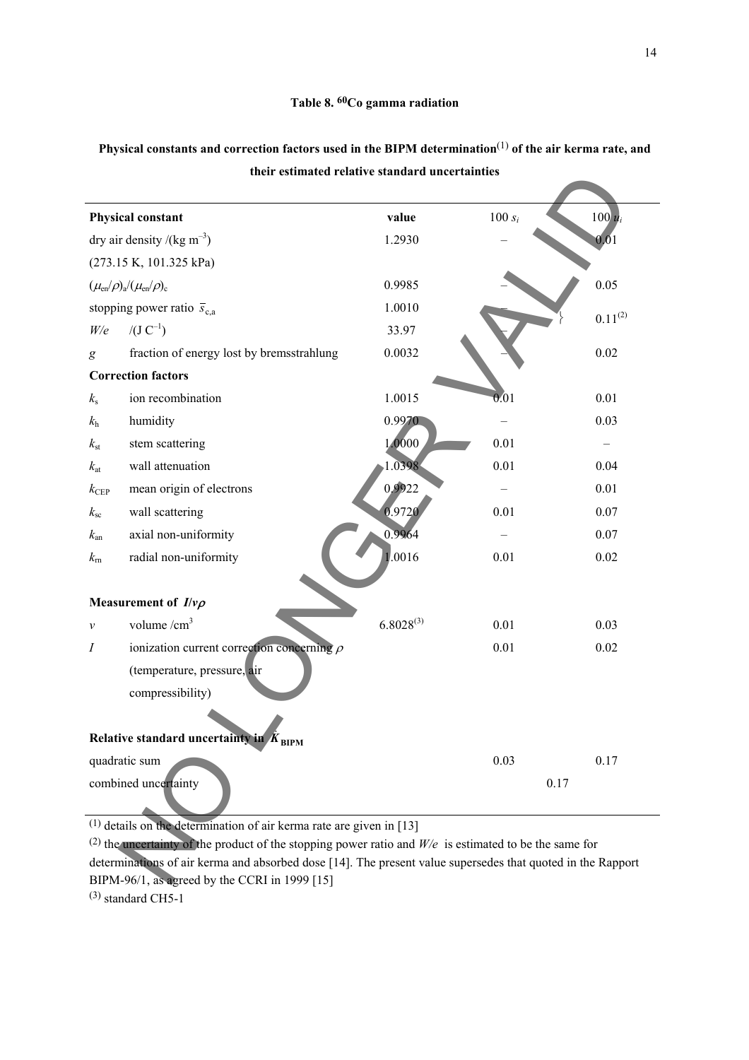**Table 8. $^{60}$Co gamma radiation**

**Physical constants and correction factors used in the BIPM determination(1) of the air kerma rate, and their estimated relative standard uncertainties**

| **Physical constant** | | value | 100 $s_i$ | 100 $u_i$ |
|---|---|---|---|---|
| dry air density /(kg m$^{-3}$) (273.15 K, 101.325 kPa) | | 1.2930 | – | 0.01 |
| $(\mu_{en}/\rho)_a/(\mu_{en}/\rho)_c$ | | 0.9985 | – | 0.05 |
| stopping power ratio $\bar{s}_{c,a}$ | | 1.0010 | – | } 0.11(2) |
| $W/e$ | /(J C$^{-1}$) | 33.97 | – | |
| $g$ | fraction of energy lost by bremsstrahlung | 0.0032 | – | 0.02 |
| **Correction factors** | | | | |
| $k_s$ | ion recombination | 1.0015 | 0.01 | 0.01 |
| $k_h$ | humidity | 0.9970 | – | 0.03 |
| $k_{st}$ | stem scattering | 1.0000 | 0.01 | – |
| $k_{at}$ | wall attenuation | 1.0398 | 0.01 | 0.04 |
| $k_{CEP}$ | mean origin of electrons | 0.9922 | – | 0.01 |
| $k_{sc}$ | wall scattering | 0.9720 | 0.01 | 0.07 |
| $k_{an}$ | axial non-uniformity | 0.9964 | – | 0.07 |
| $k_{rn}$ | radial non-uniformity | 1.0016 | 0.01 | 0.02 |
| **Measurement of $I/v\rho$** | | | | |
| $v$ | volume /cm$^3$ | 6.8028(3) | 0.01 | 0.03 |
| $I$ | ionization current correction concerning $\rho$ (temperature, pressure, air compressibility) | | 0.01 | 0.02 |
| **Relative standard uncertainty in $\dot{K}_{BIPM}$** | | | | |
| quadratic sum | | | 0.03 | 0.17 |
| combined uncertainty | | | 0.17 | |

(1) details on the determination of air kerma rate are given in [13]

(2) the uncertainty of the product of the stopping power ratio and $W/e$ is estimated to be the same for determinations of air kerma and absorbed dose [14]. The present value supersedes that quoted in the Rapport BIPM-96/1, as agreed by the CCRI in 1999 [15]

(3) standard CH5-1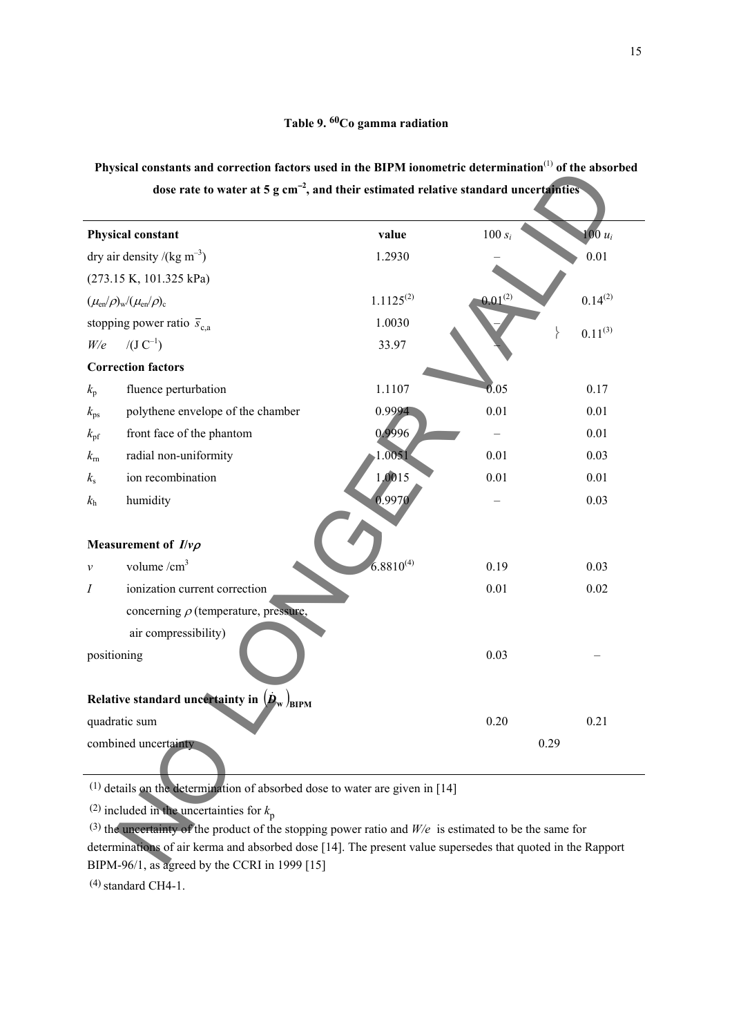### Table 9. $^{60}$Co gamma radiation

**Physical constants and correction factors used in the BIPM ionometric determination[(1)] of the absorbed dose rate to water at 5 g cm$^{-2}$, and their estimated relative standard uncertainties**

| **Physical constant** | | **value** | $100\, s_i$ | $100\, u_i$ |
|---|---|---|---|---|
| dry air density /(kg m$^{-3}$) (273.15 K, 101.325 kPa) | | 1.2930 | – | 0.01 |
| $(\mu_{en}/\rho)_w/(\mu_{en}/\rho)_c$ | | 1.1125[(2)] | 0.01[(2)] | 0.14[(2)] |
| stopping power ratio $\bar{s}_{c,a}$ | | 1.0030 | – | } 0.11[(3)] |
| $W/e$ | /(J C$^{-1}$) | 33.97 | – | |
| **Correction factors** | | | | |
| $k_p$ | fluence perturbation | 1.1107 | 0.05 | 0.17 |
| $k_{ps}$ | polythene envelope of the chamber | 0.9994 | 0.01 | 0.01 |
| $k_{pf}$ | front face of the phantom | 0.9996 | – | 0.01 |
| $k_{rn}$ | radial non-uniformity | 1.0051 | 0.01 | 0.03 |
| $k_s$ | ion recombination | 1.0015 | 0.01 | 0.01 |
| $k_h$ | humidity | 0.9970 | – | 0.03 |
| **Measurement of $I/v\rho$** | | | | |
| $v$ | volume /cm$^3$ | 6.8810[(4)] | 0.19 | 0.03 |
| $I$ | ionization current correction concerning $\rho$ (temperature, pressure, air compressibility) | | 0.01 | 0.02 |
| positioning | | | 0.03 | – |
| **Relative standard uncertainty in $(\dot{D}_w)_{BIPM}$** | | | | |
| quadratic sum | | | 0.20 | 0.21 |
| combined uncertainty | | | 0.29 | |

(1) details on the determination of absorbed dose to water are given in [14]

(2) included in the uncertainties for $k_p$

(3) the uncertainty of the product of the stopping power ratio and $W/e$ is estimated to be the same for determinations of air kerma and absorbed dose [14]. The present value supersedes that quoted in the Rapport BIPM-96/1, as agreed by the CCRI in 1999 [15]

(4) standard CH4-1.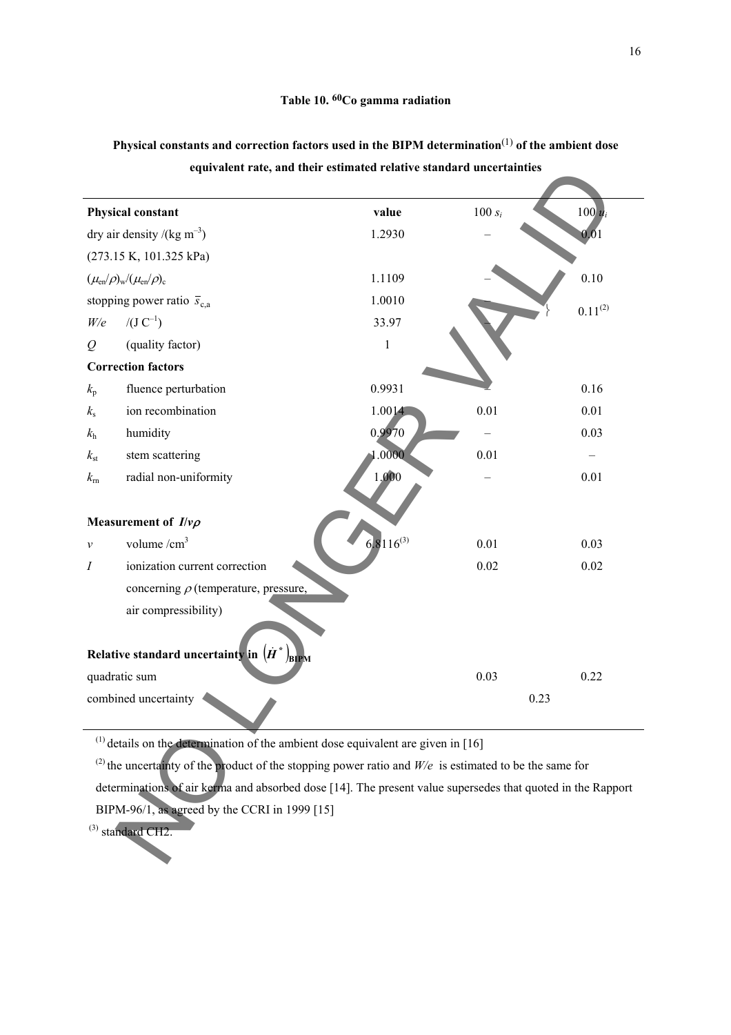**Table 10. $^{60}$Co gamma radiation**

**Physical constants and correction factors used in the BIPM determination[(1)] of the ambient dose equivalent rate, and their estimated relative standard uncertainties**

| **Physical constant** | | value | $100\ s_i$ | $100\ u_i$ |
|---|---|---|---|---|
| dry air density /(kg m$^{-3}$) (273.15 K, 101.325 kPa) | | 1.2930 | – | 0.01 |
| $(\mu_{en}/\rho)_w/(\mu_{en}/\rho)_c$ | | 1.1109 | – | 0.10 |
| stopping power ratio $\bar{s}_{c,a}$ | | 1.0010 | – | } 0.11[(2)] |
| $W/e$ | /(J C$^{-1}$) | 33.97 | – | |
| $Q$ | (quality factor) | 1 | | |
| **Correction factors** | | | | |
| $k_p$ | fluence perturbation | 0.9931 | – | 0.16 |
| $k_s$ | ion recombination | 1.0014 | 0.01 | 0.01 |
| $k_h$ | humidity | 0.9970 | – | 0.03 |
| $k_{st}$ | stem scattering | 1.0000 | 0.01 | – |
| $k_{rn}$ | radial non-uniformity | 1.000 | – | 0.01 |
| **Measurement of $I/v\rho$** | | | | |
| $v$ | volume /cm$^3$ | 6.8116[(3)] | 0.01 | 0.03 |
| $I$ | ionization current correction concerning $\rho$ (temperature, pressure, air compressibility) | | 0.02 | 0.02 |
| **Relative standard uncertainty in $(\dot{H}^*)_{BIPM}$** | | | | |
| quadratic sum | | | 0.03 | 0.22 |
| combined uncertainty | | | 0.23 | |

[(1)] details on the determination of the ambient dose equivalent are given in [16]

[(2)] the uncertainty of the product of the stopping power ratio and $W/e$ is estimated to be the same for determinations of air kerma and absorbed dose [14]. The present value supersedes that quoted in the Rapport BIPM-96/1, as agreed by the CCRI in 1999 [15]

[(3)] standard CH2.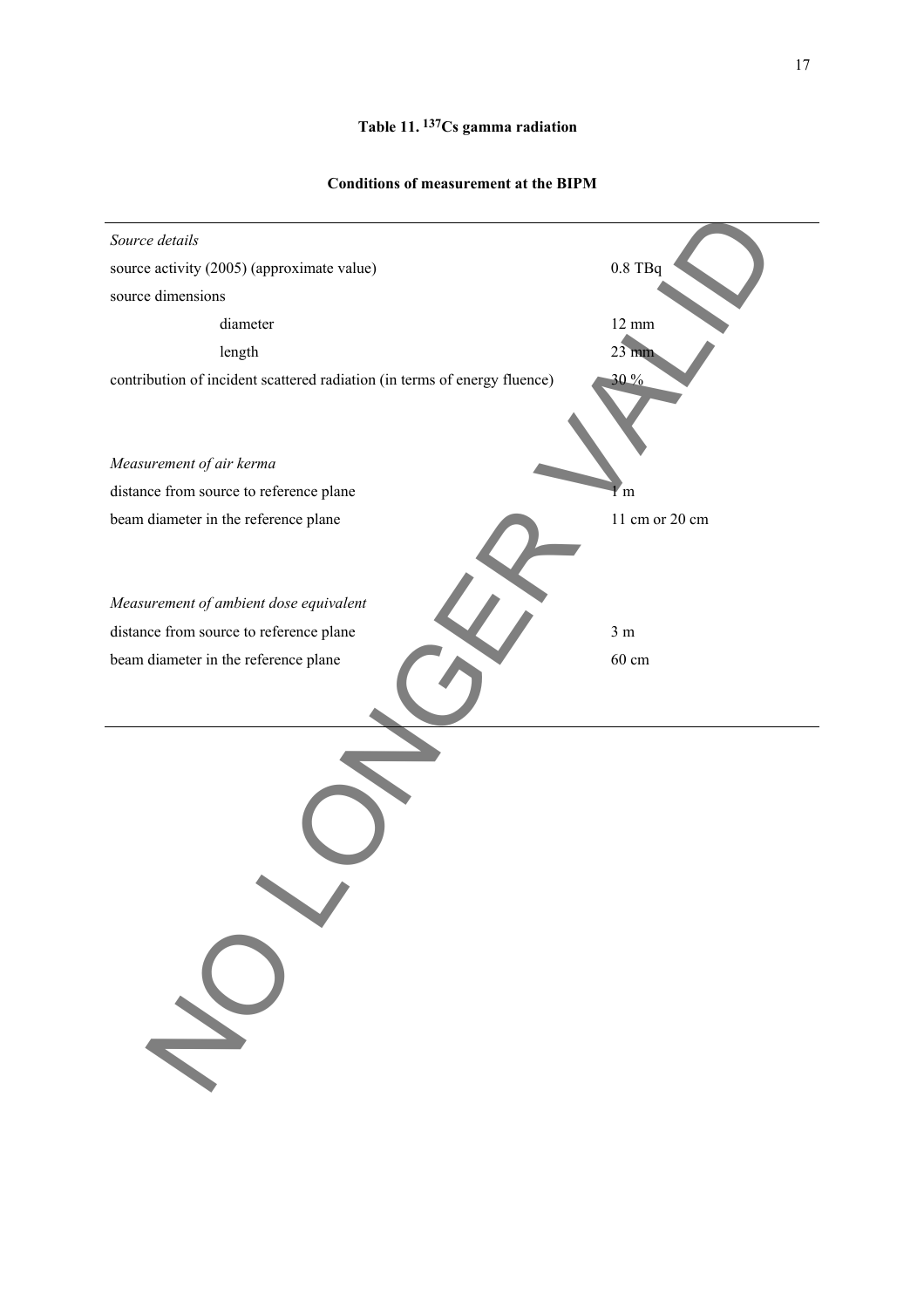**Table 11. $^{137}Cs$ gamma radiation**

**Conditions of measurement at the BIPM**

| | |
|---|---|
| *Source details* | |
| source activity (2005) (approximate value) | 0.8 TBq |
| source dimensions | |
| diameter | 12 mm |
| length | 23 mm |
| contribution of incident scattered radiation (in terms of energy fluence) | 30 % |
| | |
| *Measurement of air kerma* | |
| distance from source to reference plane | 1 m |
| beam diameter in the reference plane | 11 cm or 20 cm |
| | |
| *Measurement of ambient dose equivalent* | |
| distance from source to reference plane | 3 m |
| beam diameter in the reference plane | 60 cm |

NO LONGER VALID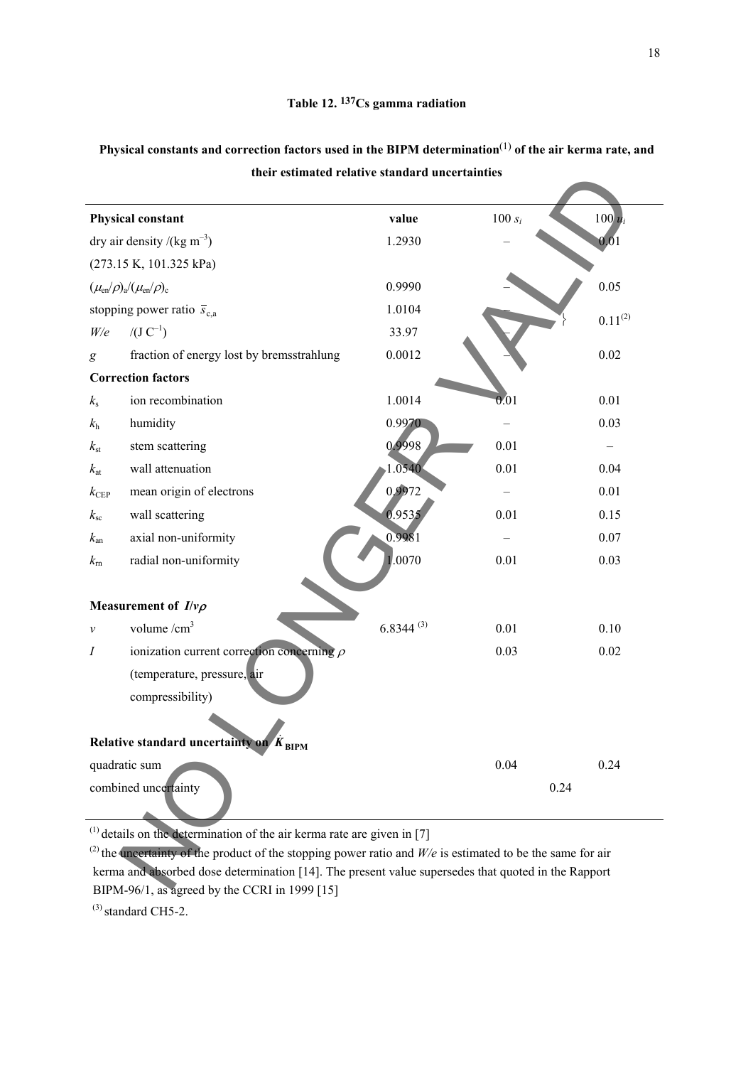**Table 12. $^{137}$Cs gamma radiation**

**Physical constants and correction factors used in the BIPM determination[(1)] of the air kerma rate, and their estimated relative standard uncertainties**

| **Physical constant** | | **value** | $100\ s_i$ | $100\ u_i$ |
|---|---|---|---|---|
| dry air density /(kg m$^{-3}$) (273.15 K, 101.325 kPa) | | 1.2930 | – | 0.01 |
| $(\mu_{en}/\rho)_a/(\mu_{en}/\rho)_c$ | | 0.9990 | – | 0.05 |
| stopping power ratio $\bar{s}_{c,a}$ | | 1.0104 | – | 0.11[(2)] |
| $W/e$ | /(J C$^{-1}$) | 33.97 | – | |
| $g$ | fraction of energy lost by bremsstrahlung | 0.0012 | – | 0.02 |
| **Correction factors** | | | | |
| $k_s$ | ion recombination | 1.0014 | 0.01 | 0.01 |
| $k_h$ | humidity | 0.9970 | – | 0.03 |
| $k_{st}$ | stem scattering | 0.9998 | 0.01 | – |
| $k_{at}$ | wall attenuation | 1.0540 | 0.01 | 0.04 |
| $k_{CEP}$ | mean origin of electrons | 0.9972 | – | 0.01 |
| $k_{sc}$ | wall scattering | 0.9535 | 0.01 | 0.15 |
| $k_{an}$ | axial non-uniformity | 0.9981 | – | 0.07 |
| $k_{rn}$ | radial non-uniformity | 1.0070 | 0.01 | 0.03 |
| **Measurement of $I/v\rho$** | | | | |
| $v$ | volume /cm$^3$ | 6.8344 [(3)] | 0.01 | 0.10 |
| $I$ | ionization current correction concerning $\rho$ (temperature, pressure, air compressibility) | | 0.03 | 0.02 |
| **Relative standard uncertainty on $\dot{K}_{BIPM}$** | | | | |
| quadratic sum | | | 0.04 | 0.24 |
| combined uncertainty | | | 0.24 | |

[(1)] details on the determination of the air kerma rate are given in [7]

[(2)] the uncertainty of the product of the stopping power ratio and $W/e$ is estimated to be the same for air kerma and absorbed dose determination [14]. The present value supersedes that quoted in the Rapport BIPM-96/1, as agreed by the CCRI in 1999 [15]

[(3)] standard CH5-2.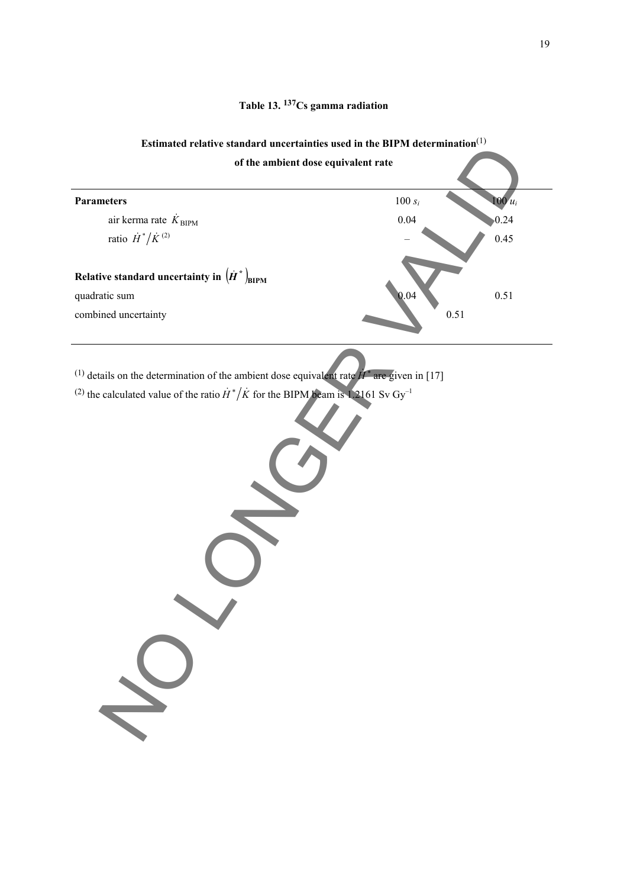### Table 13. $^{137}$Cs gamma radiation

**Estimated relative standard uncertainties used in the BIPM determination**[(1)] **of the ambient dose equivalent rate**

| Parameters | $100\ s_i$ | $100\ u_i$ |
|---|---|---|
| air kerma rate $\dot{K}_{\mathrm{BIPM}}$ | 0.04 | 0.24 |
| ratio $\dot{H}^*/\dot{K}$ [(2)] | – | 0.45 |
| **Relative standard uncertainty in $\left(\dot{H}^*\right)_{\mathrm{BIPM}}$** | | |
| quadratic sum | 0.04 | 0.51 |
| combined uncertainty | 0.51 | |

[(1)] details on the determination of the ambient dose equivalent rate $\dot{H}^*$ are given in [17]

[(2)] the calculated value of the ratio $\dot{H}^*/\dot{K}$ for the BIPM beam is 1.2161 Sv Gy$^{-1}$

NO LONGER VALID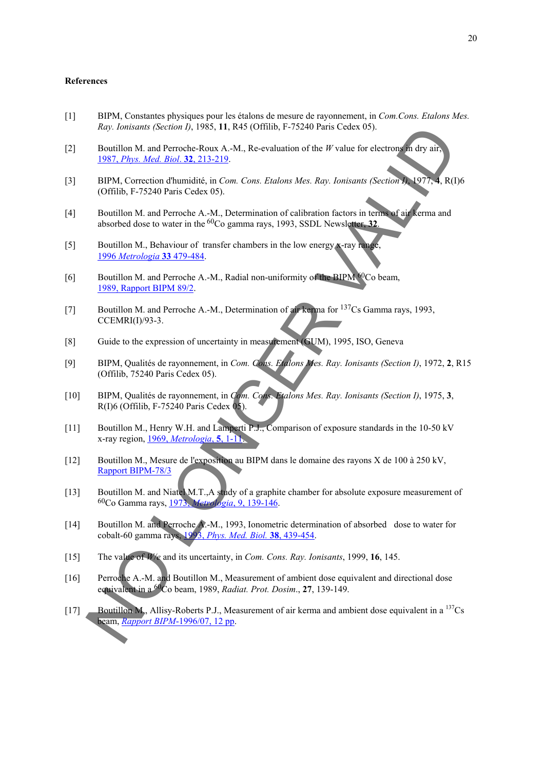**References**

[1] BIPM, Constantes physiques pour les étalons de mesure de rayonnement, in *Com.Cons. Etalons Mes. Ray. Ionisants (Section I)*, 1985, **11**, R45 (Offilib, F-75240 Paris Cedex 05).

[2] Boutillon M. and Perroche-Roux A.-M., Re-evaluation of the *W* value for electrons in dry air, 1987, *Phys. Med. Biol*. **32**, 213-219.

[3] BIPM, Correction d'humidité, in *Com. Cons. Etalons Mes. Ray. Ionisants (Section I)*, 1977, **4**, R(I)6 (Offilib, F-75240 Paris Cedex 05).

[4] Boutillon M. and Perroche A.-M., Determination of calibration factors in terms of air kerma and absorbed dose to water in the $^{60}$Co gamma rays, 1993, SSDL Newsletter, **32**.

[5] Boutillon M., Behaviour of transfer chambers in the low energy x-ray range, 1996 *Metrologia* **33** 479-484.

[6] Boutillon M. and Perroche A.-M., Radial non-uniformity of the BIPM $^{60}$Co beam, 1989, Rapport BIPM 89/2.

[7] Boutillon M. and Perroche A.-M., Determination of air kerma for $^{137}$Cs Gamma rays, 1993, CCEMRI(I)/93-3.

[8] Guide to the expression of uncertainty in measurement (GUM), 1995, ISO, Geneva

[9] BIPM, Qualités de rayonnement, in *Com. Cons. Etalons Mes. Ray. Ionisants (Section I)*, 1972, **2**, R15 (Offilib, 75240 Paris Cedex 05).

[10] BIPM, Qualités de rayonnement, in *Com. Cons. Etalons Mes. Ray. Ionisants (Section I)*, 1975, **3**, R(I)6 (Offilib, F-75240 Paris Cedex 05).

[11] Boutillon M., Henry W.H. and Lamperti P.J., Comparison of exposure standards in the 10-50 kV x-ray region, 1969, *Metrologia*, **5**, 1-11.

[12] Boutillon M., Mesure de l'exposition au BIPM dans le domaine des rayons X de 100 à 250 kV, Rapport BIPM-78/3

[13] Boutillon M. and Niatel M.T.,A study of a graphite chamber for absolute exposure measurement of $^{60}$Co Gamma rays, 1973, *Metrologia*, 9, 139-146.

[14] Boutillon M. and Perroche A.-M., 1993, Ionometric determination of absorbed dose to water for cobalt-60 gamma rays, 1993, *Phys. Med. Biol.* **38**, 439-454.

[15] The value of *W/e* and its uncertainty, in *Com. Cons. Ray. Ionisants*, 1999, **16**, 145.

[16] Perroche A.-M. and Boutillon M., Measurement of ambient dose equivalent and directional dose equivalent in a $^{60}$Co beam, 1989, *Radiat. Prot. Dosim*., **27**, 139-149.

[17] Boutillon M., Allisy-Roberts P.J., Measurement of air kerma and ambient dose equivalent in a $^{137}$Cs beam, *Rapport BIPM*-1996/07, 12 pp.